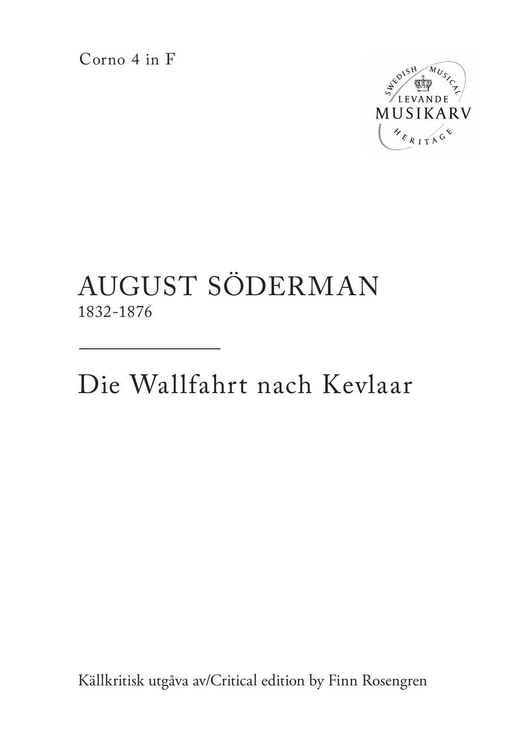Corno 4 in F

SWEDISH MUSICAL
LEVANDE
MUSIKARV
HERITAGE

# AUGUST SÖDERMAN

1832-1876

---

# Die Wallfahrt nach Kevlaar

Källkritisk utgåva av/Critical edition by Finn Rosengren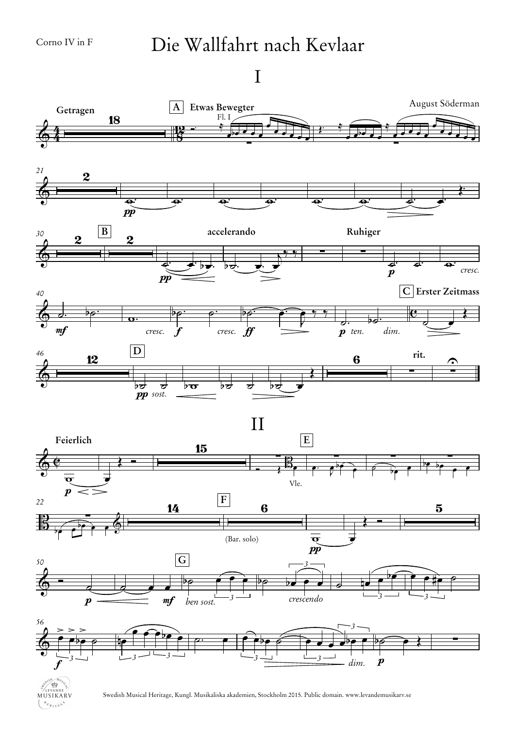Corno IV in F

# Die Wallfahrt nach Kevlaar

## I

August Söderman

**Getragen** — **A** **Etwas Bewegter** — Fl. I

**B** — **accelerando** — **Ruhiger**

*pp* — *p* — *cresc.* — *mf* — *cresc.* — *f* — *cresc.* — *ff* — *p* *ten.* *dim.*

**C** **Erster Zeitmass**

**D** — *pp* *sost.* — **rit.**

## II

**Feierlich** — **E** — Vle.

**F** — (Bar. solo) — *pp*

*p* — *mf* — **G** — *ben sost.* — *crescendo*

*f* — *dim.* — *p*

Swedish Musical Heritage, Kungl. Musikaliska akademien, Stockholm 2015. Public domain. www.levandemusikarv.se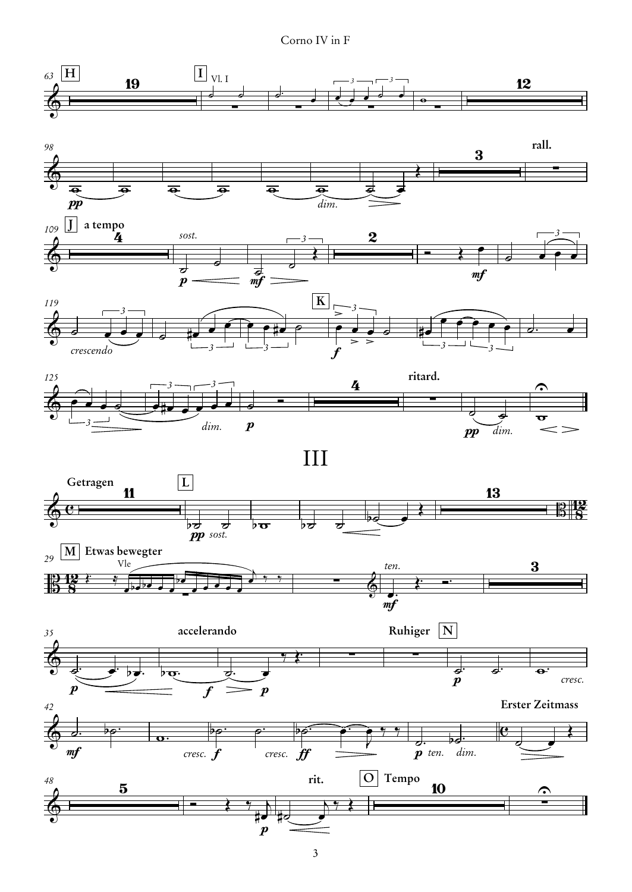### III